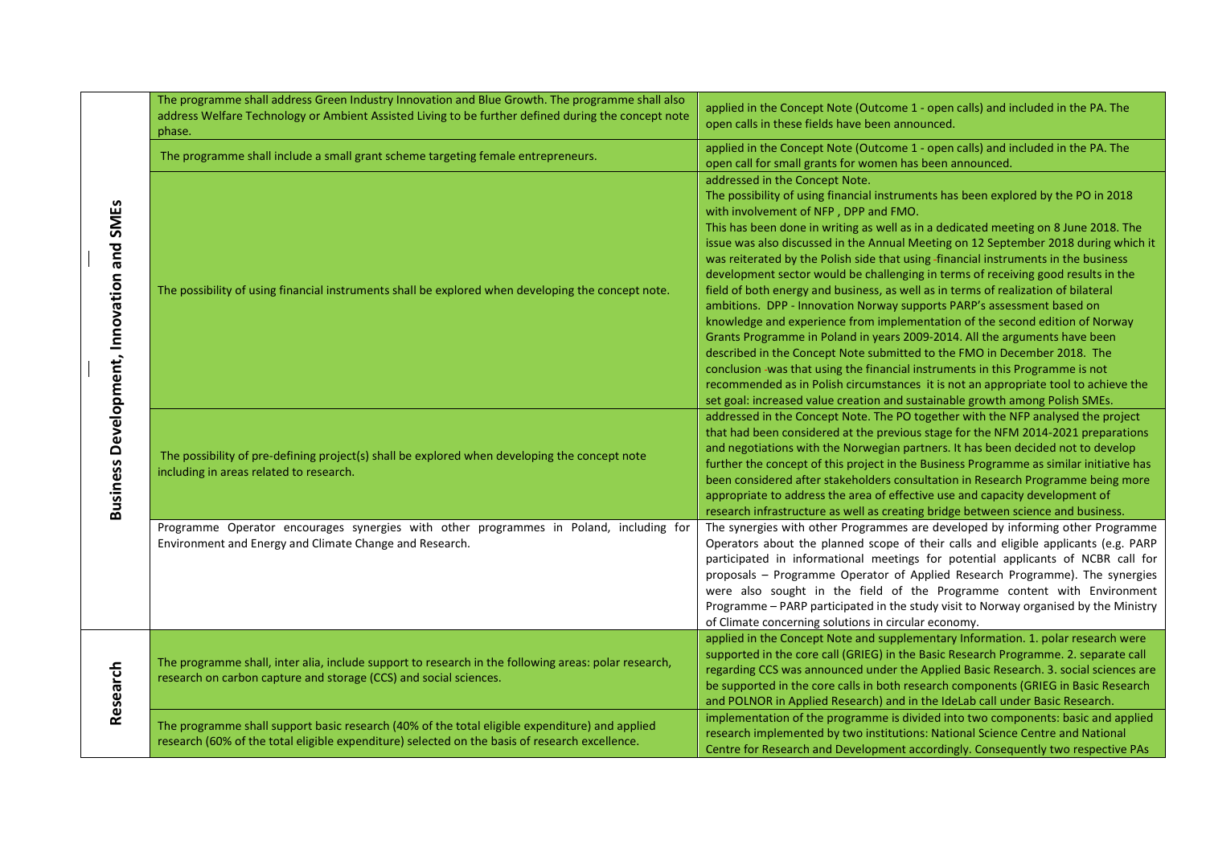| | | |
|---|---|---|
| Business Development, Innovation and SMEs | The programme shall address Green Industry Innovation and Blue Growth. The programme shall also address Welfare Technology or Ambient Assisted Living to be further defined during the concept note phase. | applied in the Concept Note (Outcome 1 - open calls) and included in the PA. The open calls in these fields have been announced. |
| | The programme shall include a small grant scheme targeting female entrepreneurs. | applied in the Concept Note (Outcome 1 - open calls) and included in the PA. The open call for small grants for women has been announced. |
| | The possibility of using financial instruments shall be explored when developing the concept note. | addressed in the Concept Note.<br>The possibility of using financial instruments has been explored by the PO in 2018 with involvement of NFP , DPP and FMO.<br>This has been done in writing as well as in a dedicated meeting on 8 June 2018. The issue was also discussed in the Annual Meeting on 12 September 2018 during which it was reiterated by the Polish side that using financial instruments in the business development sector would be challenging in terms of receiving good results in the field of both energy and business, as well as in terms of realization of bilateral ambitions. DPP - Innovation Norway supports PARP's assessment based on knowledge and experience from implementation of the second edition of Norway Grants Programme in Poland in years 2009-2014. All the arguments have been described in the Concept Note submitted to the FMO in December 2018. The conclusion was that using the financial instruments in this Programme is not recommended as in Polish circumstances it is not an appropriate tool to achieve the set goal: increased value creation and sustainable growth among Polish SMEs. |
| | The possibility of pre-defining project(s) shall be explored when developing the concept note including in areas related to research. | addressed in the Concept Note. The PO together with the NFP analysed the project that had been considered at the previous stage for the NFM 2014-2021 preparations and negotiations with the Norwegian partners. It has been decided not to develop further the concept of this project in the Business Programme as similar initiative has been considered after stakeholders consultation in Research Programme being more appropriate to address the area of effective use and capacity development of research infrastructure as well as creating bridge between science and business. |
| | Programme Operator encourages synergies with other programmes in Poland, including for Environment and Energy and Climate Change and Research. | The synergies with other Programmes are developed by informing other Programme Operators about the planned scope of their calls and eligible applicants (e.g. PARP participated in informational meetings for potential applicants of NCBR call for proposals – Programme Operator of Applied Research Programme). The synergies were also sought in the field of the Programme content with Environment Programme – PARP participated in the study visit to Norway organised by the Ministry of Climate concerning solutions in circular economy. |
| Research | The programme shall, inter alia, include support to research in the following areas: polar research, research on carbon capture and storage (CCS) and social sciences. | applied in the Concept Note and supplementary Information. 1. polar research were supported in the core call (GRIEG) in the Basic Research Programme. 2. separate call regarding CCS was announced under the Applied Basic Research. 3. social sciences are be supported in the core calls in both research components (GRIEG in Basic Research and POLNOR in Applied Research) and in the IdeLab call under Basic Research. |
| | The programme shall support basic research (40% of the total eligible expenditure) and applied research (60% of the total eligible expenditure) selected on the basis of research excellence. | implementation of the programme is divided into two components: basic and applied research implemented by two institutions: National Science Centre and National Centre for Research and Development accordingly. Consequently two respective PAs |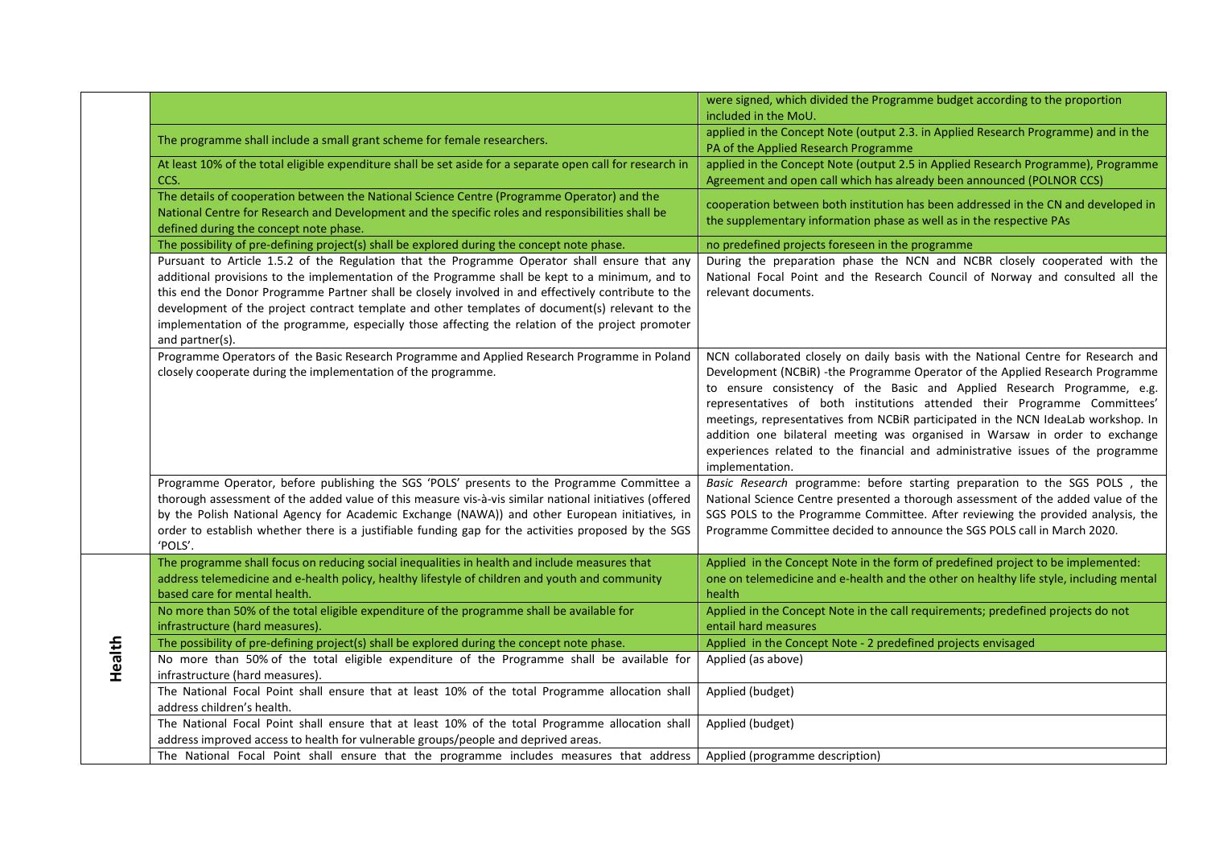| | | |
|---|---|---|
| | | were signed, which divided the Programme budget according to the proportion included in the MoU. |
| | The programme shall include a small grant scheme for female researchers. | applied in the Concept Note (output 2.3. in Applied Research Programme) and in the PA of the Applied Research Programme |
| | At least 10% of the total eligible expenditure shall be set aside for a separate open call for research in CCS. | applied in the Concept Note (output 2.5 in Applied Research Programme), Programme Agreement and open call which has already been announced (POLNOR CCS) |
| | The details of cooperation between the National Science Centre (Programme Operator) and the National Centre for Research and Development and the specific roles and responsibilities shall be defined during the concept note phase. | cooperation between both institution has been addressed in the CN and developed in the supplementary information phase as well as in the respective PAs |
| | The possibility of pre-defining project(s) shall be explored during the concept note phase. | no predefined projects foreseen in the programme |
| | Pursuant to Article 1.5.2 of the Regulation that the Programme Operator shall ensure that any additional provisions to the implementation of the Programme shall be kept to a minimum, and to this end the Donor Programme Partner shall be closely involved in and effectively contribute to the development of the project contract template and other templates of document(s) relevant to the implementation of the programme, especially those affecting the relation of the project promoter and partner(s). | During the preparation phase the NCN and NCBR closely cooperated with the National Focal Point and the Research Council of Norway and consulted all the relevant documents. |
| | Programme Operators of the Basic Research Programme and Applied Research Programme in Poland closely cooperate during the implementation of the programme. | NCN collaborated closely on daily basis with the National Centre for Research and Development (NCBiR) -the Programme Operator of the Applied Research Programme to ensure consistency of the Basic and Applied Research Programme, e.g. representatives of both institutions attended their Programme Committees' meetings, representatives from NCBiR participated in the NCN IdeaLab workshop. In addition one bilateral meeting was organised in Warsaw in order to exchange experiences related to the financial and administrative issues of the programme implementation. |
| | Programme Operator, before publishing the SGS 'POLS' presents to the Programme Committee a thorough assessment of the added value of this measure vis-à-vis similar national initiatives (offered by the Polish National Agency for Academic Exchange (NAWA)) and other European initiatives, in order to establish whether there is a justifiable funding gap for the activities proposed by the SGS 'POLS'. | *Basic Research* programme: before starting preparation to the SGS POLS , the National Science Centre presented a thorough assessment of the added value of the SGS POLS to the Programme Committee. After reviewing the provided analysis, the Programme Committee decided to announce the SGS POLS call in March 2020. |
| **Health** | The programme shall focus on reducing social inequalities in health and include measures that address telemedicine and e-health policy, healthy lifestyle of children and youth and community based care for mental health. | Applied in the Concept Note in the form of predefined project to be implemented: one on telemedicine and e-health and the other on healthy life style, including mental health |
| | No more than 50% of the total eligible expenditure of the programme shall be available for infrastructure (hard measures). | Applied in the Concept Note in the call requirements; predefined projects do not entail hard measures |
| | The possibility of pre-defining project(s) shall be explored during the concept note phase. | Applied in the Concept Note - 2 predefined projects envisaged |
| | No more than 50% of the total eligible expenditure of the Programme shall be available for infrastructure (hard measures). | Applied (as above) |
| | The National Focal Point shall ensure that at least 10% of the total Programme allocation shall address children's health. | Applied (budget) |
| | The National Focal Point shall ensure that at least 10% of the total Programme allocation shall address improved access to health for vulnerable groups/people and deprived areas. | Applied (budget) |
| | The National Focal Point shall ensure that the programme includes measures that address | Applied (programme description) |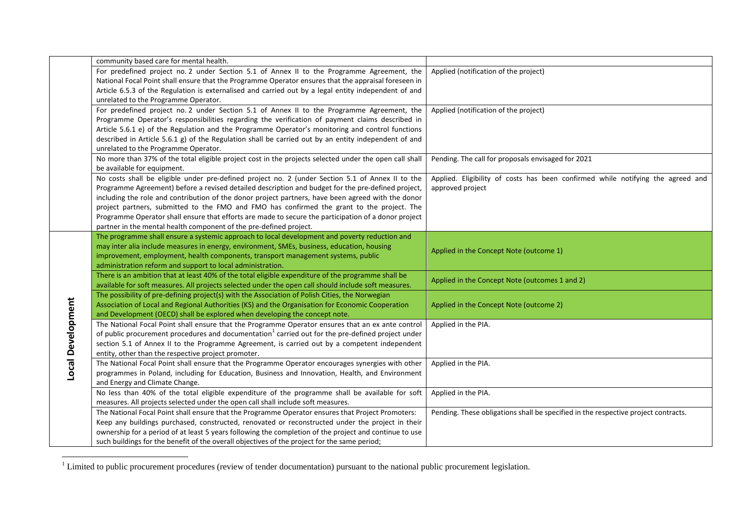| | | |
|---|---|---|
| | community based care for mental health. | |
| | For predefined project no. 2 under Section 5.1 of Annex II to the Programme Agreement, the National Focal Point shall ensure that the Programme Operator ensures that the appraisal foreseen in Article 6.5.3 of the Regulation is externalised and carried out by a legal entity independent of and unrelated to the Programme Operator. | Applied (notification of the project) |
| | For predefined project no. 2 under Section 5.1 of Annex II to the Programme Agreement, the Programme Operator's responsibilities regarding the verification of payment claims described in Article 5.6.1 e) of the Regulation and the Programme Operator's monitoring and control functions described in Article 5.6.1 g) of the Regulation shall be carried out by an entity independent of and unrelated to the Programme Operator. | Applied (notification of the project) |
| | No more than 37% of the total eligible project cost in the projects selected under the open call shall be available for equipment. | Pending. The call for proposals envisaged for 2021 |
| | No costs shall be eligible under pre-defined project no. 2 (under Section 5.1 of Annex II to the Programme Agreement) before a revised detailed description and budget for the pre-defined project, including the role and contribution of the donor project partners, have been agreed with the donor project partners, submitted to the FMO and FMO has confirmed the grant to the project. The Programme Operator shall ensure that efforts are made to secure the participation of a donor project partner in the mental health component of the pre-defined project. | Applied. Eligibility of costs has been confirmed while notifying the agreed and approved project |
| **Local Development** | The programme shall ensure a systemic approach to local development and poverty reduction and may inter alia include measures in energy, environment, SMEs, business, education, housing improvement, employment, health components, transport management systems, public administration reform and support to local administration. | Applied in the Concept Note (outcome 1) |
| | There is an ambition that at least 40% of the total eligible expenditure of the programme shall be available for soft measures. All projects selected under the open call should include soft measures. | Applied in the Concept Note (outcomes 1 and 2) |
| | The possibility of pre-defining project(s) with the Association of Polish Cities, the Norwegian Association of Local and Regional Authorities (KS) and the Organisation for Economic Cooperation and Development (OECD) shall be explored when developing the concept note. | Applied in the Concept Note (outcome 2) |
| | The National Focal Point shall ensure that the Programme Operator ensures that an ex ante control of public procurement procedures and documentation[1] carried out for the pre-defined project under section 5.1 of Annex II to the Programme Agreement, is carried out by a competent independent entity, other than the respective project promoter. | Applied in the PIA. |
| | The National Focal Point shall ensure that the Programme Operator encourages synergies with other programmes in Poland, including for Education, Business and Innovation, Health, and Environment and Energy and Climate Change. | Applied in the PIA. |
| | No less than 40% of the total eligible expenditure of the programme shall be available for soft measures. All projects selected under the open call shall include soft measures. | Applied in the PIA. |
| | The National Focal Point shall ensure that the Programme Operator ensures that Project Promoters: Keep any buildings purchased, constructed, renovated or reconstructed under the project in their ownership for a period of at least 5 years following the completion of the project and continue to use such buildings for the benefit of the overall objectives of the project for the same period; | Pending. These obligations shall be specified in the respective project contracts. |

[1] Limited to public procurement procedures (review of tender documentation) pursuant to the national public procurement legislation.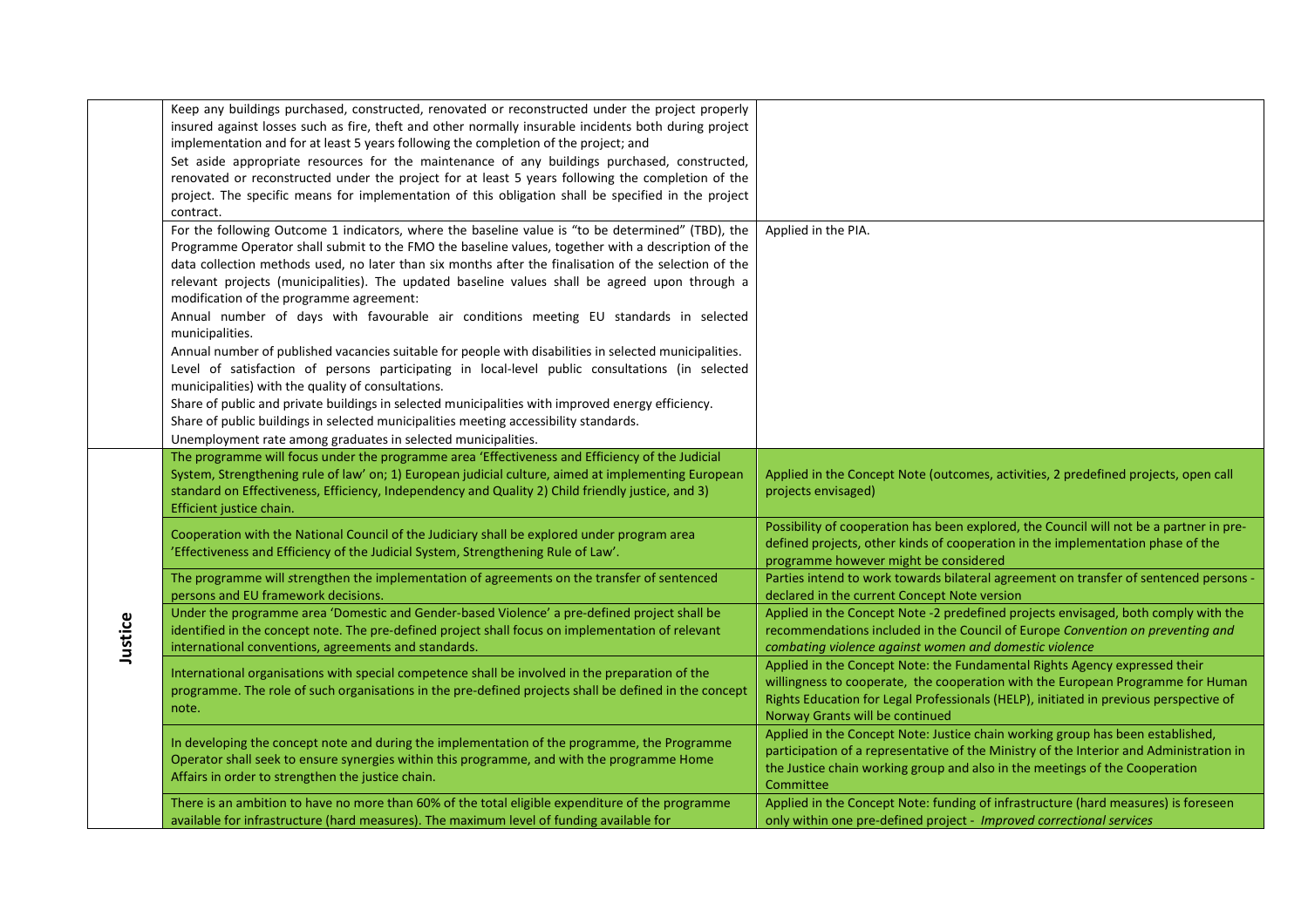| | | |
|---|---|---|
| | Keep any buildings purchased, constructed, renovated or reconstructed under the project properly insured against losses such as fire, theft and other normally insurable incidents both during project implementation and for at least 5 years following the completion of the project; and<br>Set aside appropriate resources for the maintenance of any buildings purchased, constructed, renovated or reconstructed under the project for at least 5 years following the completion of the project. The specific means for implementation of this obligation shall be specified in the project contract. | |
| | For the following Outcome 1 indicators, where the baseline value is "to be determined" (TBD), the Programme Operator shall submit to the FMO the baseline values, together with a description of the data collection methods used, no later than six months after the finalisation of the selection of the relevant projects (municipalities). The updated baseline values shall be agreed upon through a modification of the programme agreement:<br>Annual number of days with favourable air conditions meeting EU standards in selected municipalities.<br>Annual number of published vacancies suitable for people with disabilities in selected municipalities.<br>Level of satisfaction of persons participating in local-level public consultations (in selected municipalities) with the quality of consultations.<br>Share of public and private buildings in selected municipalities with improved energy efficiency.<br>Share of public buildings in selected municipalities meeting accessibility standards.<br>Unemployment rate among graduates in selected municipalities. | Applied in the PIA. |
| **Justice** | The programme will focus under the programme area 'Effectiveness and Efficiency of the Judicial System, Strengthening rule of law' on; 1) European judicial culture, aimed at implementing European standard on Effectiveness, Efficiency, Independency and Quality 2) Child friendly justice, and 3) Efficient justice chain. | Applied in the Concept Note (outcomes, activities, 2 predefined projects, open call projects envisaged) |
| | Cooperation with the National Council of the Judiciary shall be explored under program area 'Effectiveness and Efficiency of the Judicial System, Strengthening Rule of Law'. | Possibility of cooperation has been explored, the Council will not be a partner in pre-defined projects, other kinds of cooperation in the implementation phase of the programme however might be considered |
| | The programme will strengthen the implementation of agreements on the transfer of sentenced persons and EU framework decisions. | Parties intend to work towards bilateral agreement on transfer of sentenced persons - declared in the current Concept Note version |
| | Under the programme area 'Domestic and Gender-based Violence' a pre-defined project shall be identified in the concept note. The pre-defined project shall focus on implementation of relevant international conventions, agreements and standards. | Applied in the Concept Note -2 predefined projects envisaged, both comply with the recommendations included in the Council of Europe *Convention on preventing and combating violence against women and domestic violence* |
| | International organisations with special competence shall be involved in the preparation of the programme. The role of such organisations in the pre-defined projects shall be defined in the concept note. | Applied in the Concept Note: the Fundamental Rights Agency expressed their willingness to cooperate, the cooperation with the European Programme for Human Rights Education for Legal Professionals (HELP), initiated in previous perspective of Norway Grants will be continued |
| | In developing the concept note and during the implementation of the programme, the Programme Operator shall seek to ensure synergies within this programme, and with the programme Home Affairs in order to strengthen the justice chain. | Applied in the Concept Note: Justice chain working group has been established, participation of a representative of the Ministry of the Interior and Administration in the Justice chain working group and also in the meetings of the Cooperation Committee |
| | There is an ambition to have no more than 60% of the total eligible expenditure of the programme available for infrastructure (hard measures). The maximum level of funding available for | Applied in the Concept Note: funding of infrastructure (hard measures) is foreseen only within one pre-defined project - *Improved correctional services* |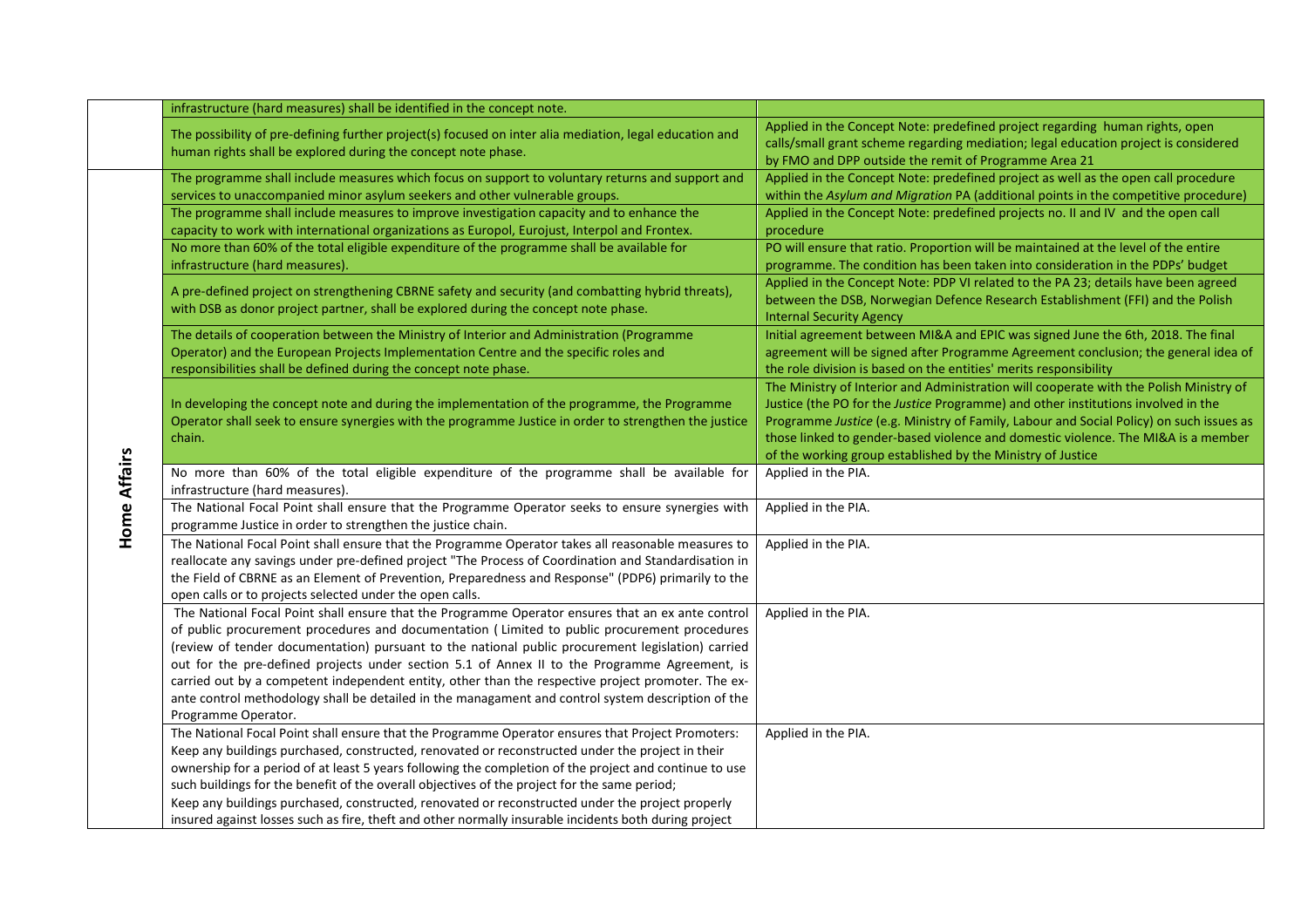|  | infrastructure (hard measures) shall be identified in the concept note. |  |
|---|---|---|
|  | The possibility of pre-defining further project(s) focused on inter alia mediation, legal education and human rights shall be explored during the concept note phase. | Applied in the Concept Note: predefined project regarding human rights, open calls/small grant scheme regarding mediation; legal education project is considered by FMO and DPP outside the remit of Programme Area 21 |
| Home Affairs | The programme shall include measures which focus on support to voluntary returns and support and services to unaccompanied minor asylum seekers and other vulnerable groups. | Applied in the Concept Note: predefined project as well as the open call procedure within the *Asylum and Migration* PA (additional points in the competitive procedure) |
|  | The programme shall include measures to improve investigation capacity and to enhance the capacity to work with international organizations as Europol, Eurojust, Interpol and Frontex. | Applied in the Concept Note: predefined projects no. II and IV and the open call procedure |
|  | No more than 60% of the total eligible expenditure of the programme shall be available for infrastructure (hard measures). | PO will ensure that ratio. Proportion will be maintained at the level of the entire programme. The condition has been taken into consideration in the PDPs' budget |
|  | A pre-defined project on strengthening CBRNE safety and security (and combatting hybrid threats), with DSB as donor project partner, shall be explored during the concept note phase. | Applied in the Concept Note: PDP VI related to the PA 23; details have been agreed between the DSB, Norwegian Defence Research Establishment (FFI) and the Polish Internal Security Agency |
|  | The details of cooperation between the Ministry of Interior and Administration (Programme Operator) and the European Projects Implementation Centre and the specific roles and responsibilities shall be defined during the concept note phase. | Initial agreement between MI&A and EPIC was signed June the 6th, 2018. The final agreement will be signed after Programme Agreement conclusion; the general idea of the role division is based on the entities' merits responsibility |
|  | In developing the concept note and during the implementation of the programme, the Programme Operator shall seek to ensure synergies with the programme Justice in order to strengthen the justice chain. | The Ministry of Interior and Administration will cooperate with the Polish Ministry of Justice (the PO for the *Justice* Programme) and other institutions involved in the Programme *Justice* (e.g. Ministry of Family, Labour and Social Policy) on such issues as those linked to gender-based violence and domestic violence. The MI&A is a member of the working group established by the Ministry of Justice |
|  | No more than 60% of the total eligible expenditure of the programme shall be available for infrastructure (hard measures). | Applied in the PIA. |
|  | The National Focal Point shall ensure that the Programme Operator seeks to ensure synergies with programme Justice in order to strengthen the justice chain. | Applied in the PIA. |
|  | The National Focal Point shall ensure that the Programme Operator takes all reasonable measures to reallocate any savings under pre-defined project "The Process of Coordination and Standardisation in the Field of CBRNE as an Element of Prevention, Preparedness and Response" (PDP6) primarily to the open calls or to projects selected under the open calls. | Applied in the PIA. |
|  | The National Focal Point shall ensure that the Programme Operator ensures that an ex ante control of public procurement procedures and documentation ( Limited to public procurement procedures (review of tender documentation) pursuant to the national public procurement legislation) carried out for the pre-defined projects under section 5.1 of Annex II to the Programme Agreement, is carried out by a competent independent entity, other than the respective project promoter. The ex-ante control methodology shall be detailed in the managament and control system description of the Programme Operator. | Applied in the PIA. |
|  | The National Focal Point shall ensure that the Programme Operator ensures that Project Promoters:<br>Keep any buildings purchased, constructed, renovated or reconstructed under the project in their ownership for a period of at least 5 years following the completion of the project and continue to use such buildings for the benefit of the overall objectives of the project for the same period;<br>Keep any buildings purchased, constructed, renovated or reconstructed under the project properly insured against losses such as fire, theft and other normally insurable incidents both during project | Applied in the PIA. |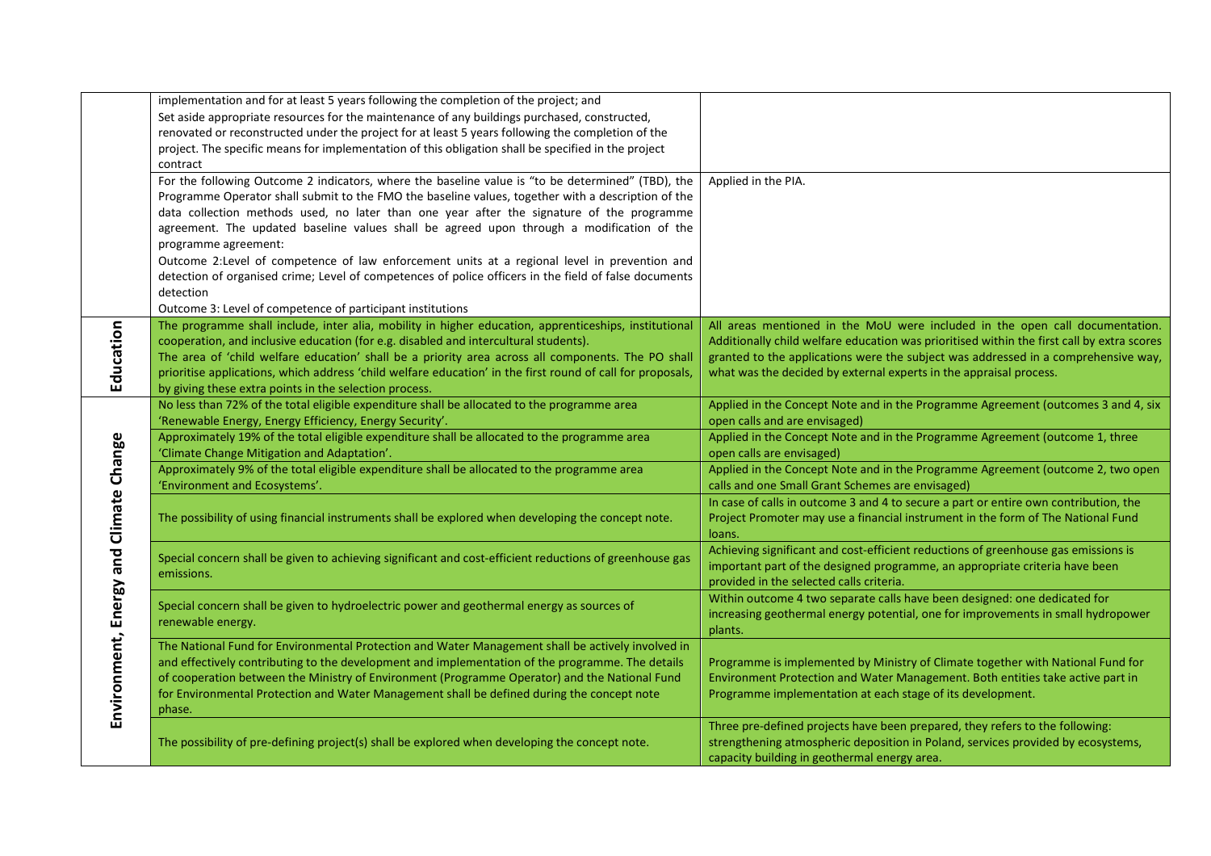|  |  |  |
|---|---|---|
|  | implementation and for at least 5 years following the completion of the project; and<br>Set aside appropriate resources for the maintenance of any buildings purchased, constructed, renovated or reconstructed under the project for at least 5 years following the completion of the project. The specific means for implementation of this obligation shall be specified in the project contract |  |
|  | For the following Outcome 2 indicators, where the baseline value is "to be determined" (TBD), the Programme Operator shall submit to the FMO the baseline values, together with a description of the data collection methods used, no later than one year after the signature of the programme agreement. The updated baseline values shall be agreed upon through a modification of the programme agreement:<br>Outcome 2:Level of competence of law enforcement units at a regional level in prevention and detection of organised crime; Level of competences of police officers in the field of false documents detection<br>Outcome 3: Level of competence of participant institutions | Applied in the PIA. |
| **Education** | The programme shall include, inter alia, mobility in higher education, apprenticeships, institutional cooperation, and inclusive education (for e.g. disabled and intercultural students).<br>The area of 'child welfare education' shall be a priority area across all components. The PO shall prioritise applications, which address 'child welfare education' in the first round of call for proposals, by giving these extra points in the selection process. | All areas mentioned in the MoU were included in the open call documentation. Additionally child welfare education was prioritised within the first call by extra scores granted to the applications were the subject was addressed in a comprehensive way, what was the decided by external experts in the appraisal process. |
| **Environment, Energy and Climate Change** | No less than 72% of the total eligible expenditure shall be allocated to the programme area 'Renewable Energy, Energy Efficiency, Energy Security'. | Applied in the Concept Note and in the Programme Agreement (outcomes 3 and 4, six open calls and are envisaged) |
|  | Approximately 19% of the total eligible expenditure shall be allocated to the programme area 'Climate Change Mitigation and Adaptation'. | Applied in the Concept Note and in the Programme Agreement (outcome 1, three open calls are envisaged) |
|  | Approximately 9% of the total eligible expenditure shall be allocated to the programme area 'Environment and Ecosystems'. | Applied in the Concept Note and in the Programme Agreement (outcome 2, two open calls and one Small Grant Schemes are envisaged) |
|  | The possibility of using financial instruments shall be explored when developing the concept note. | In case of calls in outcome 3 and 4 to secure a part or entire own contribution, the Project Promoter may use a financial instrument in the form of The National Fund loans. |
|  | Special concern shall be given to achieving significant and cost-efficient reductions of greenhouse gas emissions. | Achieving significant and cost-efficient reductions of greenhouse gas emissions is important part of the designed programme, an appropriate criteria have been provided in the selected calls criteria. |
|  | Special concern shall be given to hydroelectric power and geothermal energy as sources of renewable energy. | Within outcome 4 two separate calls have been designed: one dedicated for increasing geothermal energy potential, one for improvements in small hydropower plants. |
|  | The National Fund for Environmental Protection and Water Management shall be actively involved in and effectively contributing to the development and implementation of the programme. The details of cooperation between the Ministry of Environment (Programme Operator) and the National Fund for Environmental Protection and Water Management shall be defined during the concept note phase. | Programme is implemented by Ministry of Climate together with National Fund for Environment Protection and Water Management. Both entities take active part in Programme implementation at each stage of its development. |
|  | The possibility of pre-defining project(s) shall be explored when developing the concept note. | Three pre-defined projects have been prepared, they refers to the following: strengthening atmospheric deposition in Poland, services provided by ecosystems, capacity building in geothermal energy area. |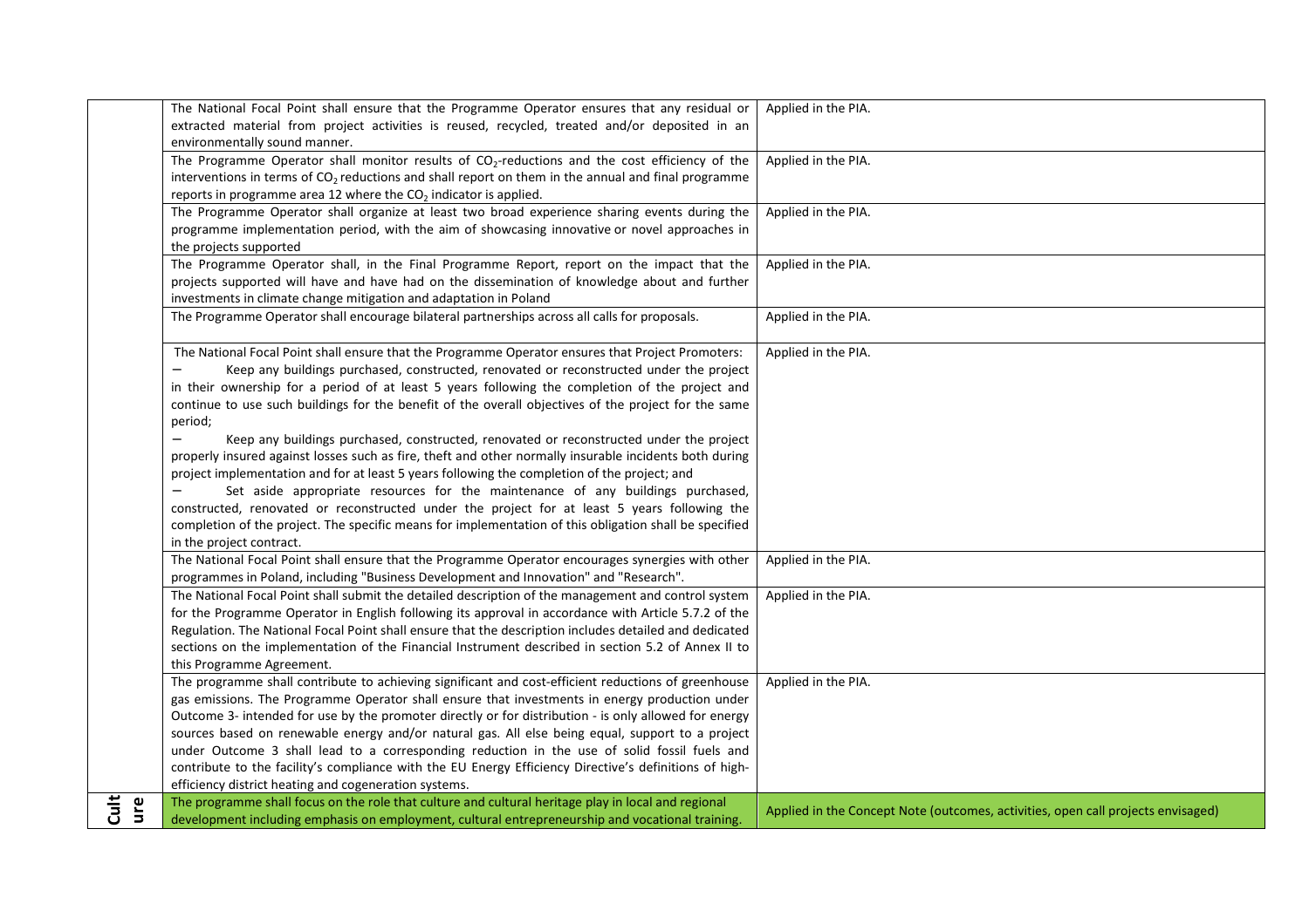| | | |
|---|---|---|
| | The National Focal Point shall ensure that the Programme Operator ensures that any residual or extracted material from project activities is reused, recycled, treated and/or deposited in an environmentally sound manner. | Applied in the PIA. |
| | The Programme Operator shall monitor results of $CO_2$-reductions and the cost efficiency of the interventions in terms of $CO_2$ reductions and shall report on them in the annual and final programme reports in programme area 12 where the $CO_2$ indicator is applied. | Applied in the PIA. |
| | The Programme Operator shall organize at least two broad experience sharing events during the programme implementation period, with the aim of showcasing innovative or novel approaches in the projects supported | Applied in the PIA. |
| | The Programme Operator shall, in the Final Programme Report, report on the impact that the projects supported will have and have had on the dissemination of knowledge about and further investments in climate change mitigation and adaptation in Poland | Applied in the PIA. |
| | The Programme Operator shall encourage bilateral partnerships across all calls for proposals. | Applied in the PIA. |
| | The National Focal Point shall ensure that the Programme Operator ensures that Project Promoters:<br>– Keep any buildings purchased, constructed, renovated or reconstructed under the project in their ownership for a period of at least 5 years following the completion of the project and continue to use such buildings for the benefit of the overall objectives of the project for the same period;<br>– Keep any buildings purchased, constructed, renovated or reconstructed under the project properly insured against losses such as fire, theft and other normally insurable incidents both during project implementation and for at least 5 years following the completion of the project; and<br>– Set aside appropriate resources for the maintenance of any buildings purchased, constructed, renovated or reconstructed under the project for at least 5 years following the completion of the project. The specific means for implementation of this obligation shall be specified in the project contract. | Applied in the PIA. |
| | The National Focal Point shall ensure that the Programme Operator encourages synergies with other programmes in Poland, including "Business Development and Innovation" and "Research". | Applied in the PIA. |
| | The National Focal Point shall submit the detailed description of the management and control system for the Programme Operator in English following its approval in accordance with Article 5.7.2 of the Regulation. The National Focal Point shall ensure that the description includes detailed and dedicated sections on the implementation of the Financial Instrument described in section 5.2 of Annex II to this Programme Agreement. | Applied in the PIA. |
| | The programme shall contribute to achieving significant and cost-efficient reductions of greenhouse gas emissions. The Programme Operator shall ensure that investments in energy production under Outcome 3- intended for use by the promoter directly or for distribution - is only allowed for energy sources based on renewable energy and/or natural gas. All else being equal, support to a project under Outcome 3 shall lead to a corresponding reduction in the use of solid fossil fuels and contribute to the facility's compliance with the EU Energy Efficiency Directive's definitions of high-efficiency district heating and cogeneration systems. | Applied in the PIA. |
| **Culture** | The programme shall focus on the role that culture and cultural heritage play in local and regional development including emphasis on employment, cultural entrepreneurship and vocational training. | Applied in the Concept Note (outcomes, activities, open call projects envisaged) |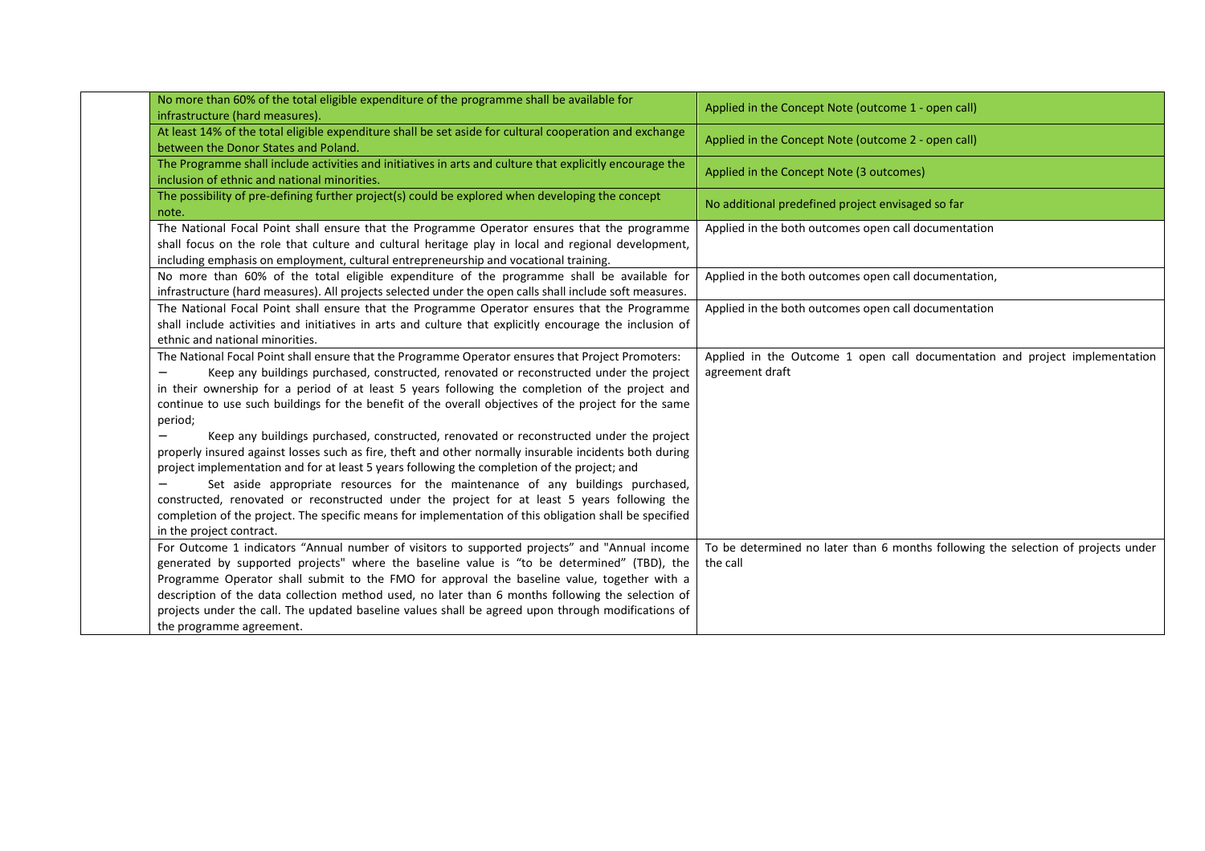| | | |
|---|---|---|
| | No more than 60% of the total eligible expenditure of the programme shall be available for infrastructure (hard measures). | Applied in the Concept Note (outcome 1 - open call) |
| | At least 14% of the total eligible expenditure shall be set aside for cultural cooperation and exchange between the Donor States and Poland. | Applied in the Concept Note (outcome 2 - open call) |
| | The Programme shall include activities and initiatives in arts and culture that explicitly encourage the inclusion of ethnic and national minorities. | Applied in the Concept Note (3 outcomes) |
| | The possibility of pre-defining further project(s) could be explored when developing the concept note. | No additional predefined project envisaged so far |
| | The National Focal Point shall ensure that the Programme Operator ensures that the programme shall focus on the role that culture and cultural heritage play in local and regional development, including emphasis on employment, cultural entrepreneurship and vocational training. | Applied in the both outcomes open call documentation |
| | No more than 60% of the total eligible expenditure of the programme shall be available for infrastructure (hard measures). All projects selected under the open calls shall include soft measures. | Applied in the both outcomes open call documentation, |
| | The National Focal Point shall ensure that the Programme Operator ensures that the Programme shall include activities and initiatives in arts and culture that explicitly encourage the inclusion of ethnic and national minorities. | Applied in the both outcomes open call documentation |
| | The National Focal Point shall ensure that the Programme Operator ensures that Project Promoters:<br>– Keep any buildings purchased, constructed, renovated or reconstructed under the project in their ownership for a period of at least 5 years following the completion of the project and continue to use such buildings for the benefit of the overall objectives of the project for the same period;<br>– Keep any buildings purchased, constructed, renovated or reconstructed under the project properly insured against losses such as fire, theft and other normally insurable incidents both during project implementation and for at least 5 years following the completion of the project; and<br>– Set aside appropriate resources for the maintenance of any buildings purchased, constructed, renovated or reconstructed under the project for at least 5 years following the completion of the project. The specific means for implementation of this obligation shall be specified in the project contract. | Applied in the Outcome 1 open call documentation and project implementation agreement draft |
| | For Outcome 1 indicators "Annual number of visitors to supported projects" and "Annual income generated by supported projects" where the baseline value is "to be determined" (TBD), the Programme Operator shall submit to the FMO for approval the baseline value, together with a description of the data collection method used, no later than 6 months following the selection of projects under the call. The updated baseline values shall be agreed upon through modifications of the programme agreement. | To be determined no later than 6 months following the selection of projects under the call |